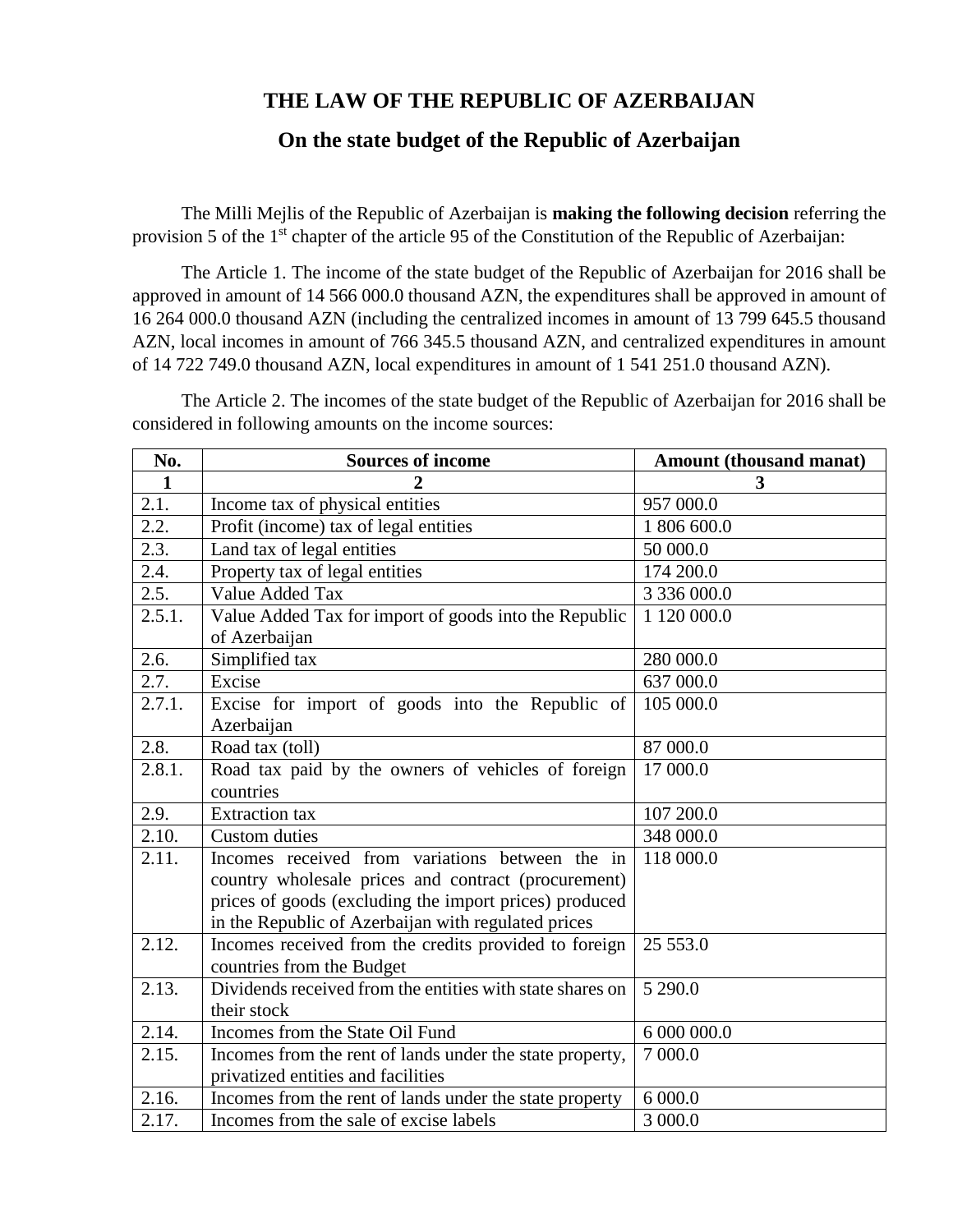# THE LAW OF THE REPUBLIC OF AZERBAIJAN

## On the state budget of the Republic of Azerbaijan

The Milli Mejlis of the Republic of Azerbaijan is **making the following decision** referring the provision 5 of the 1st chapter of the article 95 of the Constitution of the Republic of Azerbaijan:

The Article 1. The income of the state budget of the Republic of Azerbaijan for 2016 shall be approved in amount of 14 566 000.0 thousand AZN, the expenditures shall be approved in amount of 16 264 000.0 thousand AZN (including the centralized incomes in amount of 13 799 645.5 thousand AZN, local incomes in amount of 766 345.5 thousand AZN, and centralized expenditures in amount of 14 722 749.0 thousand AZN, local expenditures in amount of 1 541 251.0 thousand AZN).

The Article 2. The incomes of the state budget of the Republic of Azerbaijan for 2016 shall be considered in following amounts on the income sources:

| No. | Sources of income | Amount (thousand manat) |
|---|---|---|
| **1** | **2** | **3** |
| 2.1. | Income tax of physical entities | 957 000.0 |
| 2.2. | Profit (income) tax of legal entities | 1 806 600.0 |
| 2.3. | Land tax of legal entities | 50 000.0 |
| 2.4. | Property tax of legal entities | 174 200.0 |
| 2.5. | Value Added Tax | 3 336 000.0 |
| 2.5.1. | Value Added Tax for import of goods into the Republic of Azerbaijan | 1 120 000.0 |
| 2.6. | Simplified tax | 280 000.0 |
| 2.7. | Excise | 637 000.0 |
| 2.7.1. | Excise for import of goods into the Republic of Azerbaijan | 105 000.0 |
| 2.8. | Road tax (toll) | 87 000.0 |
| 2.8.1. | Road tax paid by the owners of vehicles of foreign countries | 17 000.0 |
| 2.9. | Extraction tax | 107 200.0 |
| 2.10. | Custom duties | 348 000.0 |
| 2.11. | Incomes received from variations between the in country wholesale prices and contract (procurement) prices of goods (excluding the import prices) produced in the Republic of Azerbaijan with regulated prices | 118 000.0 |
| 2.12. | Incomes received from the credits provided to foreign countries from the Budget | 25 553.0 |
| 2.13. | Dividends received from the entities with state shares on their stock | 5 290.0 |
| 2.14. | Incomes from the State Oil Fund | 6 000 000.0 |
| 2.15. | Incomes from the rent of lands under the state property, privatized entities and facilities | 7 000.0 |
| 2.16. | Incomes from the rent of lands under the state property | 6 000.0 |
| 2.17. | Incomes from the sale of excise labels | 3 000.0 |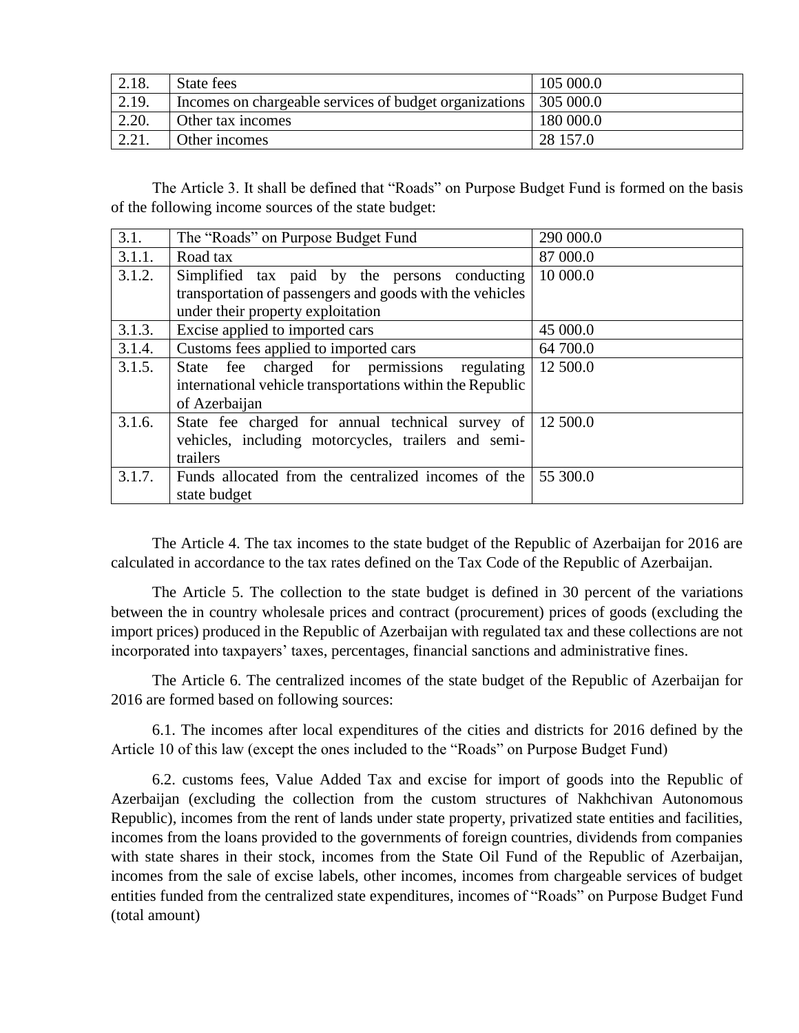| 2.18. | State fees | 105 000.0 |
|---|---|---|
| 2.19. | Incomes on chargeable services of budget organizations | 305 000.0 |
| 2.20. | Other tax incomes | 180 000.0 |
| 2.21. | Other incomes | 28 157.0 |

The Article 3. It shall be defined that "Roads" on Purpose Budget Fund is formed on the basis of the following income sources of the state budget:

| 3.1. | The "Roads" on Purpose Budget Fund | 290 000.0 |
|---|---|---|
| 3.1.1. | Road tax | 87 000.0 |
| 3.1.2. | Simplified tax paid by the persons conducting transportation of passengers and goods with the vehicles under their property exploitation | 10 000.0 |
| 3.1.3. | Excise applied to imported cars | 45 000.0 |
| 3.1.4. | Customs fees applied to imported cars | 64 700.0 |
| 3.1.5. | State fee charged for permissions regulating international vehicle transportations within the Republic of Azerbaijan | 12 500.0 |
| 3.1.6. | State fee charged for annual technical survey of vehicles, including motorcycles, trailers and semi-trailers | 12 500.0 |
| 3.1.7. | Funds allocated from the centralized incomes of the state budget | 55 300.0 |

The Article 4. The tax incomes to the state budget of the Republic of Azerbaijan for 2016 are calculated in accordance to the tax rates defined on the Tax Code of the Republic of Azerbaijan.

The Article 5. The collection to the state budget is defined in 30 percent of the variations between the in country wholesale prices and contract (procurement) prices of goods (excluding the import prices) produced in the Republic of Azerbaijan with regulated tax and these collections are not incorporated into taxpayers' taxes, percentages, financial sanctions and administrative fines.

The Article 6. The centralized incomes of the state budget of the Republic of Azerbaijan for 2016 are formed based on following sources:

6.1. The incomes after local expenditures of the cities and districts for 2016 defined by the Article 10 of this law (except the ones included to the "Roads" on Purpose Budget Fund)

6.2. customs fees, Value Added Tax and excise for import of goods into the Republic of Azerbaijan (excluding the collection from the custom structures of Nakhchivan Autonomous Republic), incomes from the rent of lands under state property, privatized state entities and facilities, incomes from the loans provided to the governments of foreign countries, dividends from companies with state shares in their stock, incomes from the State Oil Fund of the Republic of Azerbaijan, incomes from the sale of excise labels, other incomes, incomes from chargeable services of budget entities funded from the centralized state expenditures, incomes of "Roads" on Purpose Budget Fund (total amount)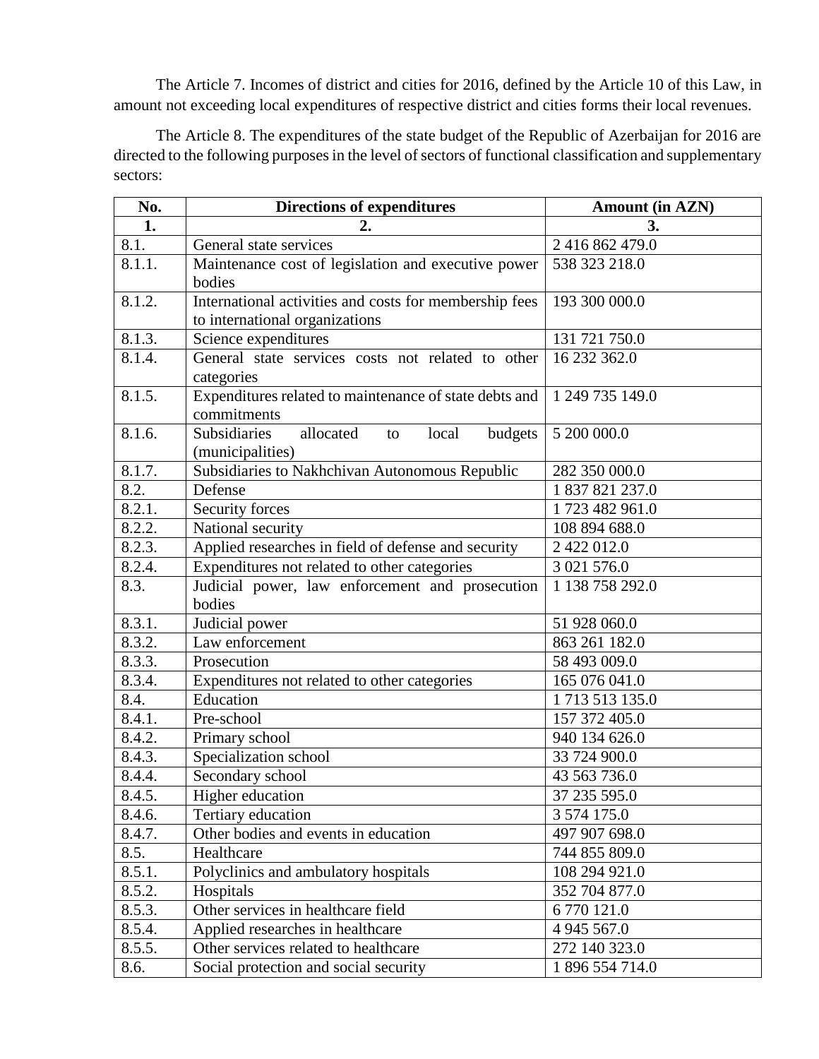The Article 7. Incomes of district and cities for 2016, defined by the Article 10 of this Law, in amount not exceeding local expenditures of respective district and cities forms their local revenues.

The Article 8. The expenditures of the state budget of the Republic of Azerbaijan for 2016 are directed to the following purposes in the level of sectors of functional classification and supplementary sectors:

| No. | Directions of expenditures | Amount (in AZN) |
|---|---|---|
| 1. | 2. | 3. |
| 8.1. | General state services | 2 416 862 479.0 |
| 8.1.1. | Maintenance cost of legislation and executive power bodies | 538 323 218.0 |
| 8.1.2. | International activities and costs for membership fees to international organizations | 193 300 000.0 |
| 8.1.3. | Science expenditures | 131 721 750.0 |
| 8.1.4. | General state services costs not related to other categories | 16 232 362.0 |
| 8.1.5. | Expenditures related to maintenance of state debts and commitments | 1 249 735 149.0 |
| 8.1.6. | Subsidiaries allocated to local budgets (municipalities) | 5 200 000.0 |
| 8.1.7. | Subsidiaries to Nakhchivan Autonomous Republic | 282 350 000.0 |
| 8.2. | Defense | 1 837 821 237.0 |
| 8.2.1. | Security forces | 1 723 482 961.0 |
| 8.2.2. | National security | 108 894 688.0 |
| 8.2.3. | Applied researches in field of defense and security | 2 422 012.0 |
| 8.2.4. | Expenditures not related to other categories | 3 021 576.0 |
| 8.3. | Judicial power, law enforcement and prosecution bodies | 1 138 758 292.0 |
| 8.3.1. | Judicial power | 51 928 060.0 |
| 8.3.2. | Law enforcement | 863 261 182.0 |
| 8.3.3. | Prosecution | 58 493 009.0 |
| 8.3.4. | Expenditures not related to other categories | 165 076 041.0 |
| 8.4. | Education | 1 713 513 135.0 |
| 8.4.1. | Pre-school | 157 372 405.0 |
| 8.4.2. | Primary school | 940 134 626.0 |
| 8.4.3. | Specialization school | 33 724 900.0 |
| 8.4.4. | Secondary school | 43 563 736.0 |
| 8.4.5. | Higher education | 37 235 595.0 |
| 8.4.6. | Tertiary education | 3 574 175.0 |
| 8.4.7. | Other bodies and events in education | 497 907 698.0 |
| 8.5. | Healthcare | 744 855 809.0 |
| 8.5.1. | Polyclinics and ambulatory hospitals | 108 294 921.0 |
| 8.5.2. | Hospitals | 352 704 877.0 |
| 8.5.3. | Other services in healthcare field | 6 770 121.0 |
| 8.5.4. | Applied researches in healthcare | 4 945 567.0 |
| 8.5.5. | Other services related to healthcare | 272 140 323.0 |
| 8.6. | Social protection and social security | 1 896 554 714.0 |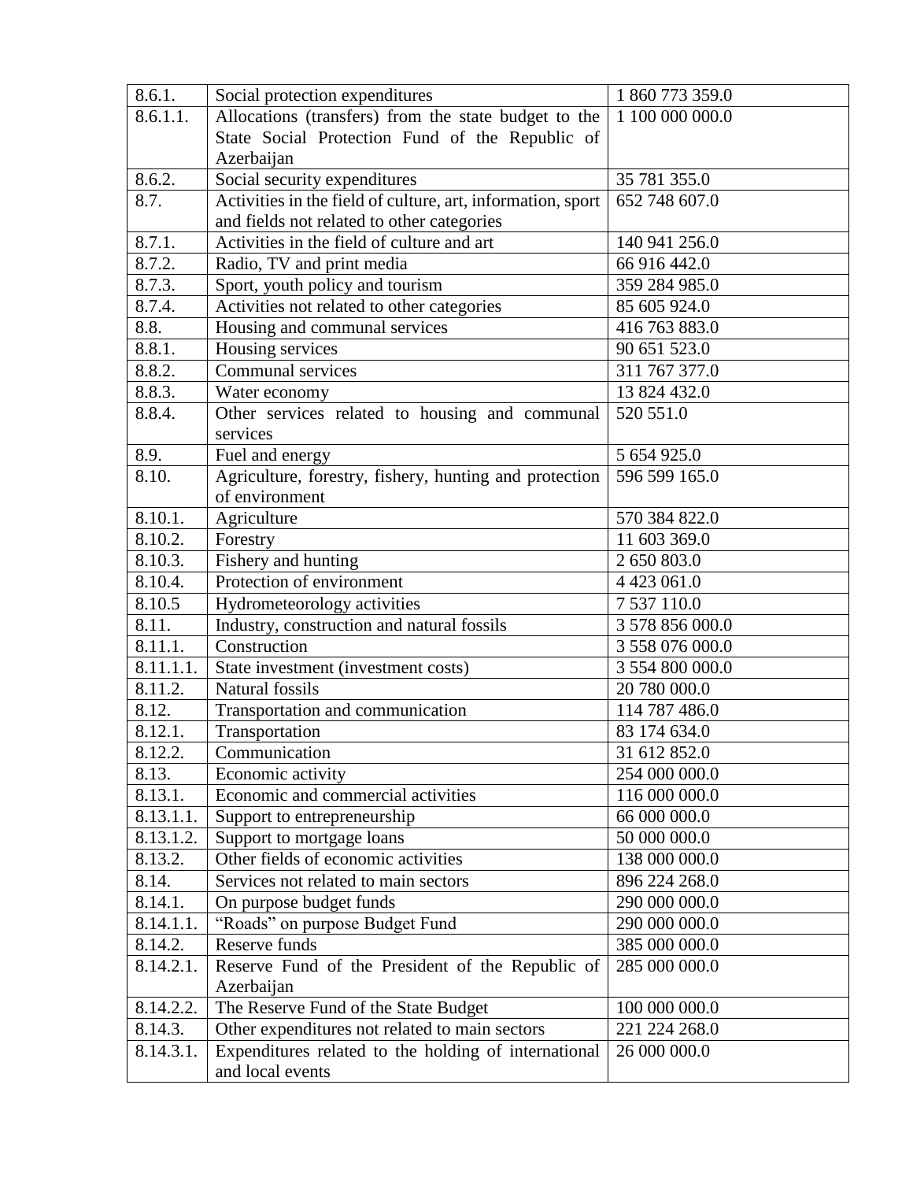| | | |
|---|---|---|
| 8.6.1. | Social protection expenditures | 1 860 773 359.0 |
| 8.6.1.1. | Allocations (transfers) from the state budget to the State Social Protection Fund of the Republic of Azerbaijan | 1 100 000 000.0 |
| 8.6.2. | Social security expenditures | 35 781 355.0 |
| 8.7. | Activities in the field of culture, art, information, sport and fields not related to other categories | 652 748 607.0 |
| 8.7.1. | Activities in the field of culture and art | 140 941 256.0 |
| 8.7.2. | Radio, TV and print media | 66 916 442.0 |
| 8.7.3. | Sport, youth policy and tourism | 359 284 985.0 |
| 8.7.4. | Activities not related to other categories | 85 605 924.0 |
| 8.8. | Housing and communal services | 416 763 883.0 |
| 8.8.1. | Housing services | 90 651 523.0 |
| 8.8.2. | Communal services | 311 767 377.0 |
| 8.8.3. | Water economy | 13 824 432.0 |
| 8.8.4. | Other services related to housing and communal services | 520 551.0 |
| 8.9. | Fuel and energy | 5 654 925.0 |
| 8.10. | Agriculture, forestry, fishery, hunting and protection of environment | 596 599 165.0 |
| 8.10.1. | Agriculture | 570 384 822.0 |
| 8.10.2. | Forestry | 11 603 369.0 |
| 8.10.3. | Fishery and hunting | 2 650 803.0 |
| 8.10.4. | Protection of environment | 4 423 061.0 |
| 8.10.5 | Hydrometeorology activities | 7 537 110.0 |
| 8.11. | Industry, construction and natural fossils | 3 578 856 000.0 |
| 8.11.1. | Construction | 3 558 076 000.0 |
| 8.11.1.1. | State investment (investment costs) | 3 554 800 000.0 |
| 8.11.2. | Natural fossils | 20 780 000.0 |
| 8.12. | Transportation and communication | 114 787 486.0 |
| 8.12.1. | Transportation | 83 174 634.0 |
| 8.12.2. | Communication | 31 612 852.0 |
| 8.13. | Economic activity | 254 000 000.0 |
| 8.13.1. | Economic and commercial activities | 116 000 000.0 |
| 8.13.1.1. | Support to entrepreneurship | 66 000 000.0 |
| 8.13.1.2. | Support to mortgage loans | 50 000 000.0 |
| 8.13.2. | Other fields of economic activities | 138 000 000.0 |
| 8.14. | Services not related to main sectors | 896 224 268.0 |
| 8.14.1. | On purpose budget funds | 290 000 000.0 |
| 8.14.1.1. | “Roads” on purpose Budget Fund | 290 000 000.0 |
| 8.14.2. | Reserve funds | 385 000 000.0 |
| 8.14.2.1. | Reserve Fund of the President of the Republic of Azerbaijan | 285 000 000.0 |
| 8.14.2.2. | The Reserve Fund of the State Budget | 100 000 000.0 |
| 8.14.3. | Other expenditures not related to main sectors | 221 224 268.0 |
| 8.14.3.1. | Expenditures related to the holding of international and local events | 26 000 000.0 |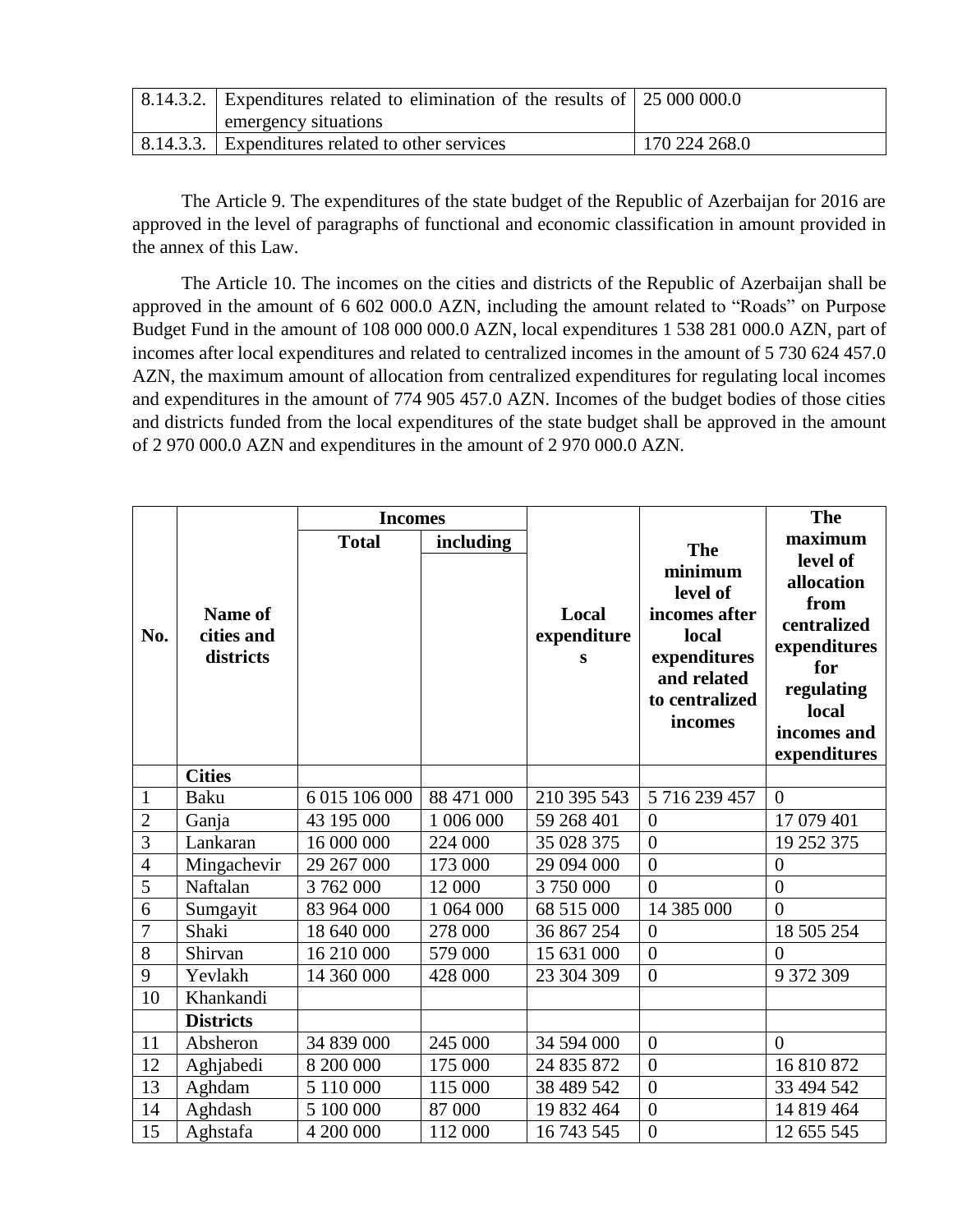| | | |
|---|---|---|
| 8.14.3.2. | Expenditures related to elimination of the results of emergency situations | 25 000 000.0 |
| 8.14.3.3. | Expenditures related to other services | 170 224 268.0 |

The Article 9. The expenditures of the state budget of the Republic of Azerbaijan for 2016 are approved in the level of paragraphs of functional and economic classification in amount provided in the annex of this Law.

The Article 10. The incomes on the cities and districts of the Republic of Azerbaijan shall be approved in the amount of 6 602 000.0 AZN, including the amount related to "Roads" on Purpose Budget Fund in the amount of 108 000 000.0 AZN, local expenditures 1 538 281 000.0 AZN, part of incomes after local expenditures and related to centralized incomes in the amount of 5 730 624 457.0 AZN, the maximum amount of allocation from centralized expenditures for regulating local incomes and expenditures in the amount of 774 905 457.0 AZN. Incomes of the budget bodies of those cities and districts funded from the local expenditures of the state budget shall be approved in the amount of 2 970 000.0 AZN and expenditures in the amount of 2 970 000.0 AZN.

| **No.** | **Name of cities and districts** | **Incomes** | | **Local expenditures** | **The minimum level of incomes after local expenditures and related to centralized incomes** | **The maximum level of allocation from centralized expenditures for regulating local incomes and expenditures** |
|---|---|---|---|---|---|---|
| | | **Total** | **including** | | | |
| | **Cities** | | | | | |
| 1 | Baku | 6 015 106 000 | 88 471 000 | 210 395 543 | 5 716 239 457 | 0 |
| 2 | Ganja | 43 195 000 | 1 006 000 | 59 268 401 | 0 | 17 079 401 |
| 3 | Lankaran | 16 000 000 | 224 000 | 35 028 375 | 0 | 19 252 375 |
| 4 | Mingachevir | 29 267 000 | 173 000 | 29 094 000 | 0 | 0 |
| 5 | Naftalan | 3 762 000 | 12 000 | 3 750 000 | 0 | 0 |
| 6 | Sumgayit | 83 964 000 | 1 064 000 | 68 515 000 | 14 385 000 | 0 |
| 7 | Shaki | 18 640 000 | 278 000 | 36 867 254 | 0 | 18 505 254 |
| 8 | Shirvan | 16 210 000 | 579 000 | 15 631 000 | 0 | 0 |
| 9 | Yevlakh | 14 360 000 | 428 000 | 23 304 309 | 0 | 9 372 309 |
| 10 | Khankandi | | | | | |
| | **Districts** | | | | | |
| 11 | Absheron | 34 839 000 | 245 000 | 34 594 000 | 0 | 0 |
| 12 | Aghjabedi | 8 200 000 | 175 000 | 24 835 872 | 0 | 16 810 872 |
| 13 | Aghdam | 5 110 000 | 115 000 | 38 489 542 | 0 | 33 494 542 |
| 14 | Aghdash | 5 100 000 | 87 000 | 19 832 464 | 0 | 14 819 464 |
| 15 | Aghstafa | 4 200 000 | 112 000 | 16 743 545 | 0 | 12 655 545 |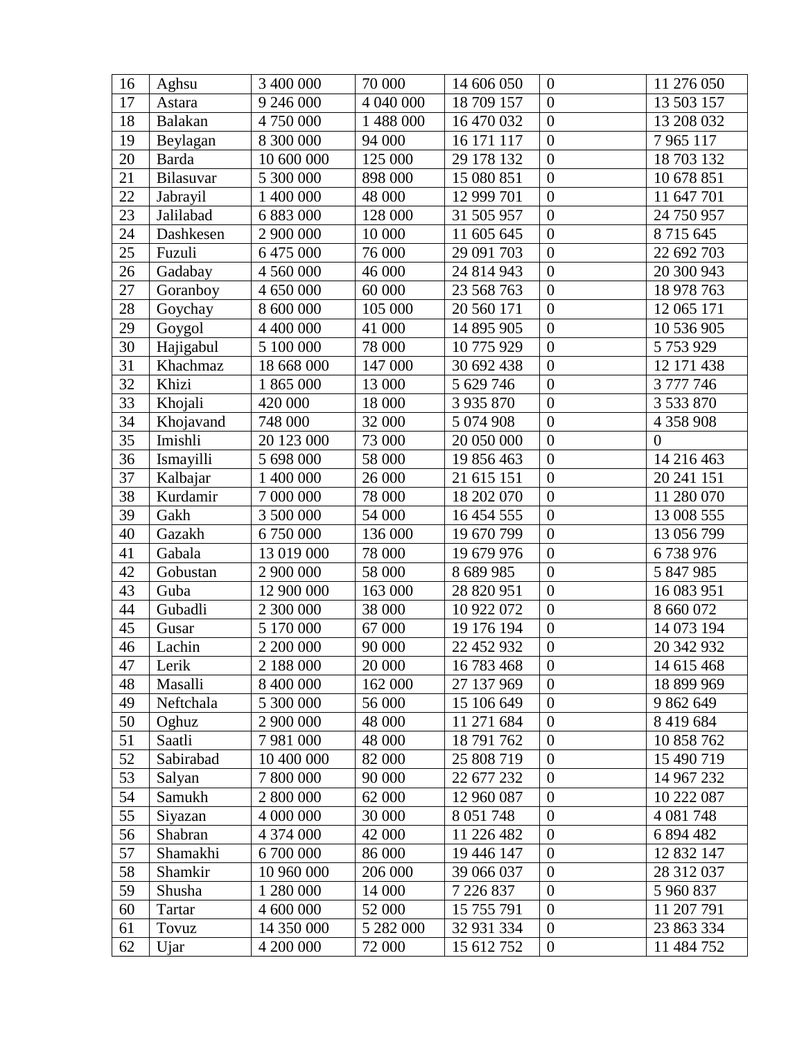| 16 | Aghsu | 3 400 000 | 70 000 | 14 606 050 | 0 | 11 276 050 |
|---|---|---|---|---|---|---|
| 17 | Astara | 9 246 000 | 4 040 000 | 18 709 157 | 0 | 13 503 157 |
| 18 | Balakan | 4 750 000 | 1 488 000 | 16 470 032 | 0 | 13 208 032 |
| 19 | Beylagan | 8 300 000 | 94 000 | 16 171 117 | 0 | 7 965 117 |
| 20 | Barda | 10 600 000 | 125 000 | 29 178 132 | 0 | 18 703 132 |
| 21 | Bilasuvar | 5 300 000 | 898 000 | 15 080 851 | 0 | 10 678 851 |
| 22 | Jabrayil | 1 400 000 | 48 000 | 12 999 701 | 0 | 11 647 701 |
| 23 | Jalilabad | 6 883 000 | 128 000 | 31 505 957 | 0 | 24 750 957 |
| 24 | Dashkesen | 2 900 000 | 10 000 | 11 605 645 | 0 | 8 715 645 |
| 25 | Fuzuli | 6 475 000 | 76 000 | 29 091 703 | 0 | 22 692 703 |
| 26 | Gadabay | 4 560 000 | 46 000 | 24 814 943 | 0 | 20 300 943 |
| 27 | Goranboy | 4 650 000 | 60 000 | 23 568 763 | 0 | 18 978 763 |
| 28 | Goychay | 8 600 000 | 105 000 | 20 560 171 | 0 | 12 065 171 |
| 29 | Goygol | 4 400 000 | 41 000 | 14 895 905 | 0 | 10 536 905 |
| 30 | Hajigabul | 5 100 000 | 78 000 | 10 775 929 | 0 | 5 753 929 |
| 31 | Khachmaz | 18 668 000 | 147 000 | 30 692 438 | 0 | 12 171 438 |
| 32 | Khizi | 1 865 000 | 13 000 | 5 629 746 | 0 | 3 777 746 |
| 33 | Khojali | 420 000 | 18 000 | 3 935 870 | 0 | 3 533 870 |
| 34 | Khojavand | 748 000 | 32 000 | 5 074 908 | 0 | 4 358 908 |
| 35 | Imishli | 20 123 000 | 73 000 | 20 050 000 | 0 | 0 |
| 36 | Ismayilli | 5 698 000 | 58 000 | 19 856 463 | 0 | 14 216 463 |
| 37 | Kalbajar | 1 400 000 | 26 000 | 21 615 151 | 0 | 20 241 151 |
| 38 | Kurdamir | 7 000 000 | 78 000 | 18 202 070 | 0 | 11 280 070 |
| 39 | Gakh | 3 500 000 | 54 000 | 16 454 555 | 0 | 13 008 555 |
| 40 | Gazakh | 6 750 000 | 136 000 | 19 670 799 | 0 | 13 056 799 |
| 41 | Gabala | 13 019 000 | 78 000 | 19 679 976 | 0 | 6 738 976 |
| 42 | Gobustan | 2 900 000 | 58 000 | 8 689 985 | 0 | 5 847 985 |
| 43 | Guba | 12 900 000 | 163 000 | 28 820 951 | 0 | 16 083 951 |
| 44 | Gubadli | 2 300 000 | 38 000 | 10 922 072 | 0 | 8 660 072 |
| 45 | Gusar | 5 170 000 | 67 000 | 19 176 194 | 0 | 14 073 194 |
| 46 | Lachin | 2 200 000 | 90 000 | 22 452 932 | 0 | 20 342 932 |
| 47 | Lerik | 2 188 000 | 20 000 | 16 783 468 | 0 | 14 615 468 |
| 48 | Masalli | 8 400 000 | 162 000 | 27 137 969 | 0 | 18 899 969 |
| 49 | Neftchala | 5 300 000 | 56 000 | 15 106 649 | 0 | 9 862 649 |
| 50 | Oghuz | 2 900 000 | 48 000 | 11 271 684 | 0 | 8 419 684 |
| 51 | Saatli | 7 981 000 | 48 000 | 18 791 762 | 0 | 10 858 762 |
| 52 | Sabirabad | 10 400 000 | 82 000 | 25 808 719 | 0 | 15 490 719 |
| 53 | Salyan | 7 800 000 | 90 000 | 22 677 232 | 0 | 14 967 232 |
| 54 | Samukh | 2 800 000 | 62 000 | 12 960 087 | 0 | 10 222 087 |
| 55 | Siyazan | 4 000 000 | 30 000 | 8 051 748 | 0 | 4 081 748 |
| 56 | Shabran | 4 374 000 | 42 000 | 11 226 482 | 0 | 6 894 482 |
| 57 | Shamakhi | 6 700 000 | 86 000 | 19 446 147 | 0 | 12 832 147 |
| 58 | Shamkir | 10 960 000 | 206 000 | 39 066 037 | 0 | 28 312 037 |
| 59 | Shusha | 1 280 000 | 14 000 | 7 226 837 | 0 | 5 960 837 |
| 60 | Tartar | 4 600 000 | 52 000 | 15 755 791 | 0 | 11 207 791 |
| 61 | Tovuz | 14 350 000 | 5 282 000 | 32 931 334 | 0 | 23 863 334 |
| 62 | Ujar | 4 200 000 | 72 000 | 15 612 752 | 0 | 11 484 752 |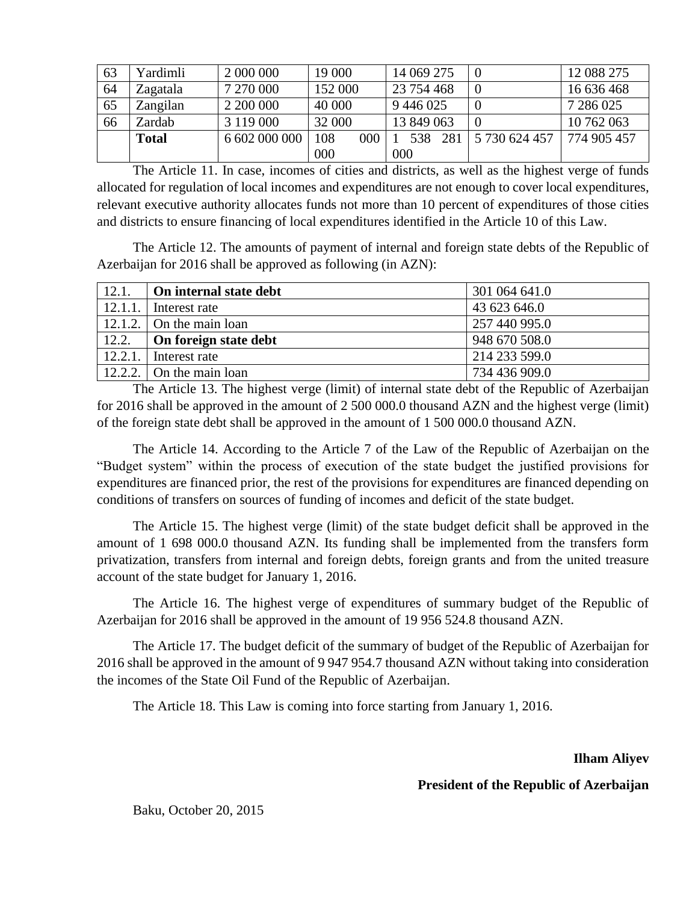| | | | | | | |
|---|---|---|---|---|---|---|
| 63 | Yardimli | 2 000 000 | 19 000 | 14 069 275 | 0 | 12 088 275 |
| 64 | Zagatala | 7 270 000 | 152 000 | 23 754 468 | 0 | 16 636 468 |
| 65 | Zangilan | 2 200 000 | 40 000 | 9 446 025 | 0 | 7 286 025 |
| 66 | Zardab | 3 119 000 | 32 000 | 13 849 063 | 0 | 10 762 063 |
| | **Total** | 6 602 000 000 | 108 000 000 | 1 538 281 000 | 5 730 624 457 | 774 905 457 |

The Article 11. In case, incomes of cities and districts, as well as the highest verge of funds allocated for regulation of local incomes and expenditures are not enough to cover local expenditures, relevant executive authority allocates funds not more than 10 percent of expenditures of those cities and districts to ensure financing of local expenditures identified in the Article 10 of this Law.

The Article 12. The amounts of payment of internal and foreign state debts of the Republic of Azerbaijan for 2016 shall be approved as following (in AZN):

| | | |
|---|---|---|
| 12.1. | **On internal state debt** | 301 064 641.0 |
| 12.1.1. | Interest rate | 43 623 646.0 |
| 12.1.2. | On the main loan | 257 440 995.0 |
| 12.2. | **On foreign state debt** | 948 670 508.0 |
| 12.2.1. | Interest rate | 214 233 599.0 |
| 12.2.2. | On the main loan | 734 436 909.0 |

The Article 13. The highest verge (limit) of internal state debt of the Republic of Azerbaijan for 2016 shall be approved in the amount of 2 500 000.0 thousand AZN and the highest verge (limit) of the foreign state debt shall be approved in the amount of 1 500 000.0 thousand AZN.

The Article 14. According to the Article 7 of the Law of the Republic of Azerbaijan on the "Budget system" within the process of execution of the state budget the justified provisions for expenditures are financed prior, the rest of the provisions for expenditures are financed depending on conditions of transfers on sources of funding of incomes and deficit of the state budget.

The Article 15. The highest verge (limit) of the state budget deficit shall be approved in the amount of 1 698 000.0 thousand AZN. Its funding shall be implemented from the transfers form privatization, transfers from internal and foreign debts, foreign grants and from the united treasure account of the state budget for January 1, 2016.

The Article 16. The highest verge of expenditures of summary budget of the Republic of Azerbaijan for 2016 shall be approved in the amount of 19 956 524.8 thousand AZN.

The Article 17. The budget deficit of the summary of budget of the Republic of Azerbaijan for 2016 shall be approved in the amount of 9 947 954.7 thousand AZN without taking into consideration the incomes of the State Oil Fund of the Republic of Azerbaijan.

The Article 18. This Law is coming into force starting from January 1, 2016.

**Ilham Aliyev**

**President of the Republic of Azerbaijan**

Baku, October 20, 2015